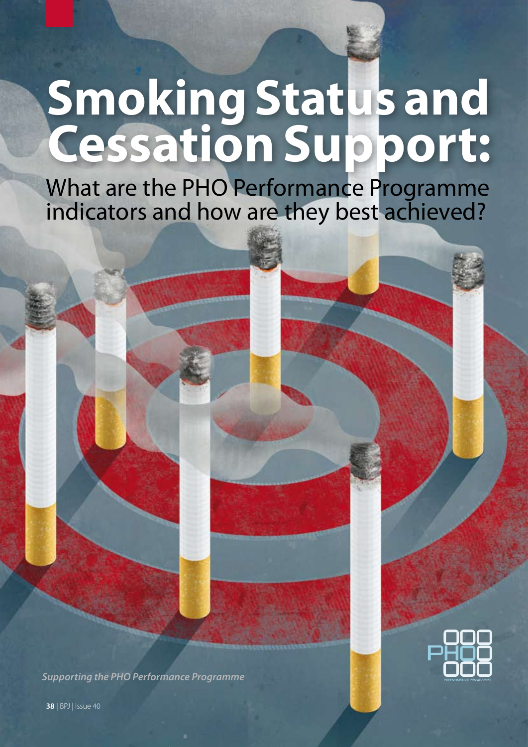# Smoking Status and Cessation Support:

## What are the PHO Performance Programme indicators and how are they best achieved?

*Supporting the PHO Performance Programme*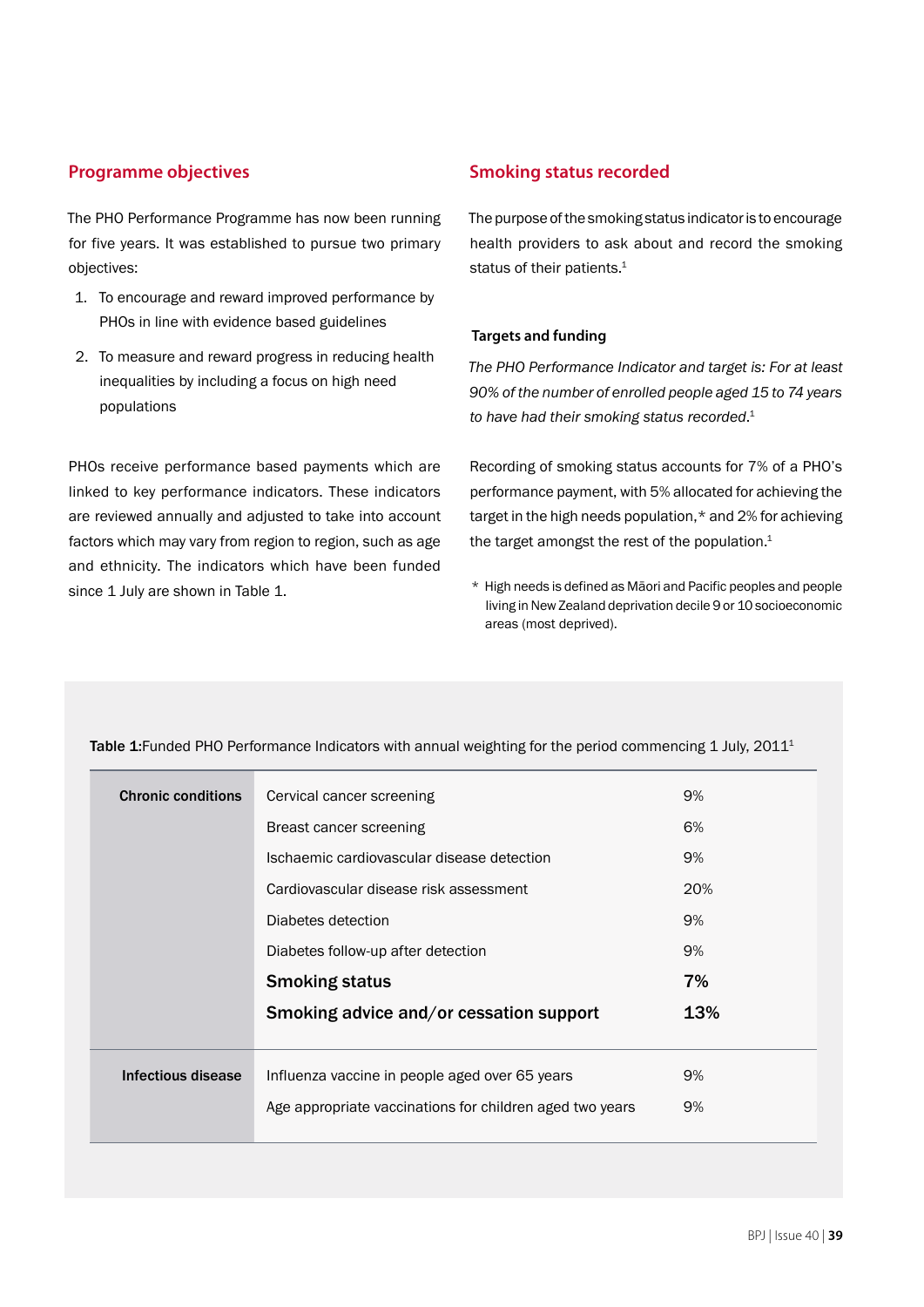## Programme objectives

The PHO Performance Programme has now been running for five years. It was established to pursue two primary objectives:

1. To encourage and reward improved performance by PHOs in line with evidence based guidelines
2. To measure and reward progress in reducing health inequalities by including a focus on high need populations

PHOs receive performance based payments which are linked to key performance indicators. These indicators are reviewed annually and adjusted to take into account factors which may vary from region to region, such as age and ethnicity. The indicators which have been funded since 1 July are shown in Table 1.

## Smoking status recorded

The purpose of the smoking status indicator is to encourage health providers to ask about and record the smoking status of their patients.[1]

### Targets and funding

*The PHO Performance Indicator and target is: For at least 90% of the number of enrolled people aged 15 to 74 years to have had their smoking status recorded.*[1]

Recording of smoking status accounts for 7% of a PHO's performance payment, with 5% allocated for achieving the target in the high needs population,* and 2% for achieving the target amongst the rest of the population.[1]

\* High needs is defined as Māori and Pacific peoples and people living in New Zealand deprivation decile 9 or 10 socioeconomic areas (most deprived).

**Table 1:** Funded PHO Performance Indicators with annual weighting for the period commencing 1 July, 2011[1]

| | | |
|---|---|---|
| **Chronic conditions** | Cervical cancer screening | 9% |
| | Breast cancer screening | 6% |
| | Ischaemic cardiovascular disease detection | 9% |
| | Cardiovascular disease risk assessment | 20% |
| | Diabetes detection | 9% |
| | Diabetes follow-up after detection | 9% |
| | **Smoking status** | **7%** |
| | **Smoking advice and/or cessation support** | **13%** |
| **Infectious disease** | Influenza vaccine in people aged over 65 years | 9% |
| | Age appropriate vaccinations for children aged two years | 9% |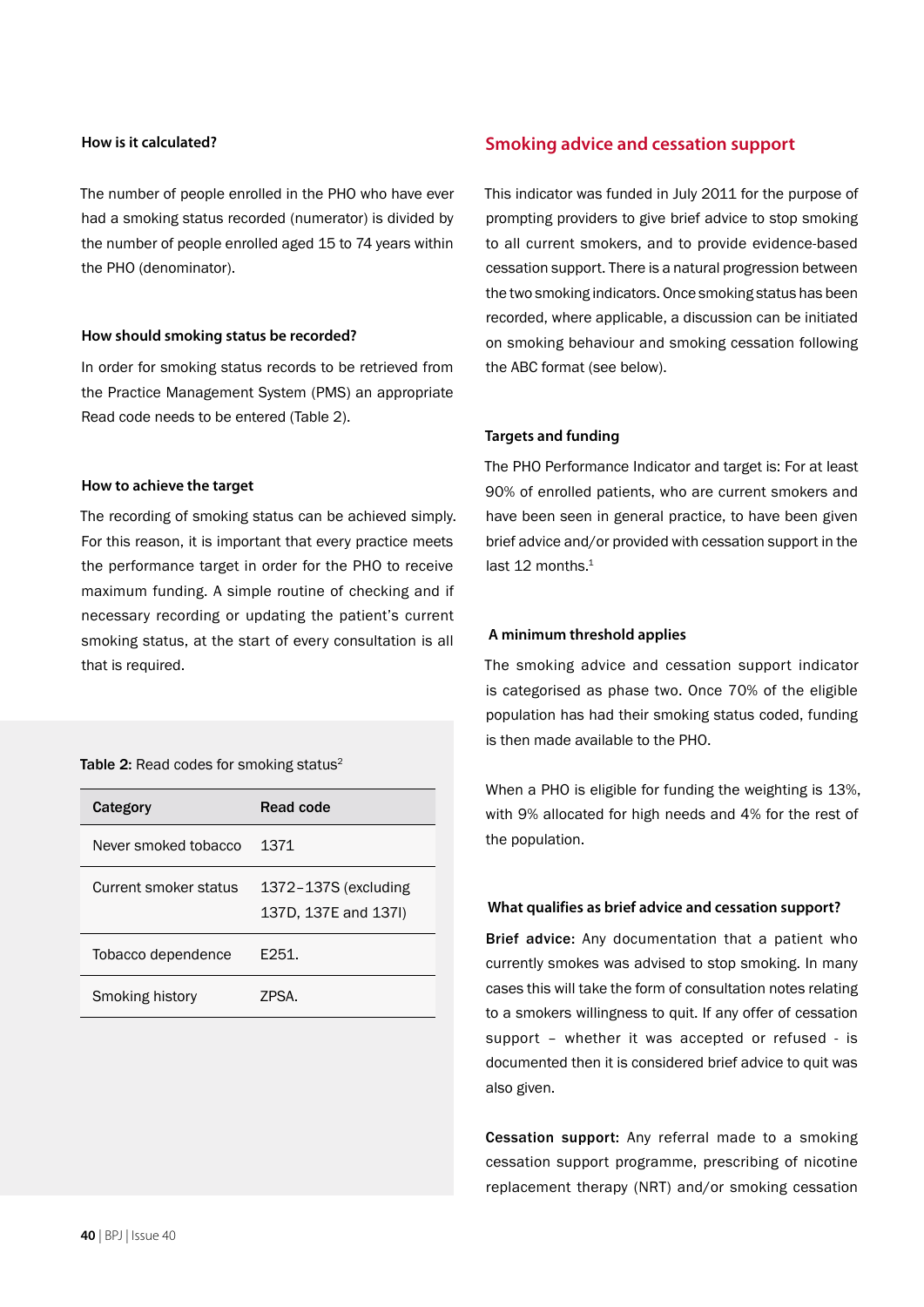#### How is it calculated?

The number of people enrolled in the PHO who have ever had a smoking status recorded (numerator) is divided by the number of people enrolled aged 15 to 74 years within the PHO (denominator).

#### How should smoking status be recorded?

In order for smoking status records to be retrieved from the Practice Management System (PMS) an appropriate Read code needs to be entered (Table 2).

#### How to achieve the target

The recording of smoking status can be achieved simply. For this reason, it is important that every practice meets the performance target in order for the PHO to receive maximum funding. A simple routine of checking and if necessary recording or updating the patient's current smoking status, at the start of every consultation is all that is required.

**Table 2:** Read codes for smoking status[2]

| Category | Read code |
|---|---|
| Never smoked tobacco | 1371 |
| Current smoker status | 1372–137S (excluding 137D, 137E and 137I) |
| Tobacco dependence | E251. |
| Smoking history | ZPSA. |

### Smoking advice and cessation support

This indicator was funded in July 2011 for the purpose of prompting providers to give brief advice to stop smoking to all current smokers, and to provide evidence-based cessation support. There is a natural progression between the two smoking indicators. Once smoking status has been recorded, where applicable, a discussion can be initiated on smoking behaviour and smoking cessation following the ABC format (see below).

#### Targets and funding

The PHO Performance Indicator and target is: For at least 90% of enrolled patients, who are current smokers and have been seen in general practice, to have been given brief advice and/or provided with cessation support in the last 12 months.[1]

#### A minimum threshold applies

The smoking advice and cessation support indicator is categorised as phase two. Once 70% of the eligible population has had their smoking status coded, funding is then made available to the PHO.

When a PHO is eligible for funding the weighting is 13%, with 9% allocated for high needs and 4% for the rest of the population.

#### What qualifies as brief advice and cessation support?

**Brief advice:** Any documentation that a patient who currently smokes was advised to stop smoking. In many cases this will take the form of consultation notes relating to a smokers willingness to quit. If any offer of cessation support – whether it was accepted or refused - is documented then it is considered brief advice to quit was also given.

**Cessation support:** Any referral made to a smoking cessation support programme, prescribing of nicotine replacement therapy (NRT) and/or smoking cessation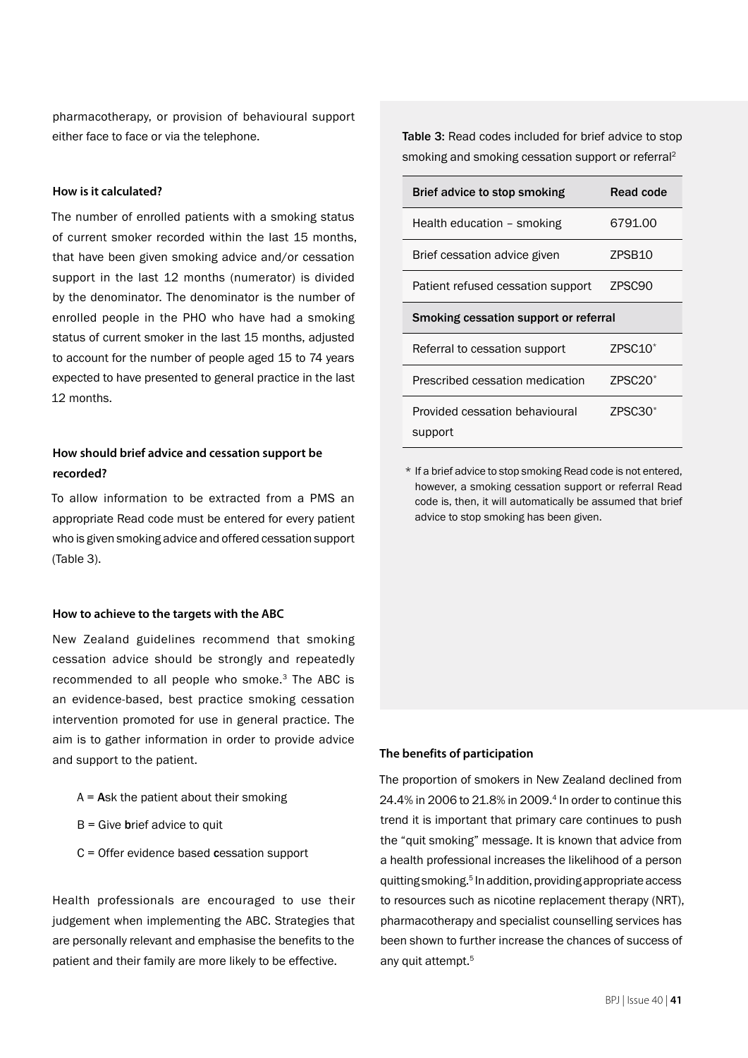pharmacotherapy, or provision of behavioural support either face to face or via the telephone.

### How is it calculated?

The number of enrolled patients with a smoking status of current smoker recorded within the last 15 months, that have been given smoking advice and/or cessation support in the last 12 months (numerator) is divided by the denominator. The denominator is the number of enrolled people in the PHO who have had a smoking status of current smoker in the last 15 months, adjusted to account for the number of people aged 15 to 74 years expected to have presented to general practice in the last 12 months.

### How should brief advice and cessation support be recorded?

To allow information to be extracted from a PMS an appropriate Read code must be entered for every patient who is given smoking advice and offered cessation support (Table 3).

### How to achieve to the targets with the ABC

New Zealand guidelines recommend that smoking cessation advice should be strongly and repeatedly recommended to all people who smoke.[3] The ABC is an evidence-based, best practice smoking cessation intervention promoted for use in general practice. The aim is to gather information in order to provide advice and support to the patient.

- A = **A**sk the patient about their smoking
- B = Give **b**rief advice to quit
- C = Offer evidence based **c**essation support

Health professionals are encouraged to use their judgement when implementing the ABC. Strategies that are personally relevant and emphasise the benefits to the patient and their family are more likely to be effective.

**Table 3:** Read codes included for brief advice to stop smoking and smoking cessation support or referral[2]

| Brief advice to stop smoking | Read code |
|---|---|
| Health education – smoking | 6791.00 |
| Brief cessation advice given | ZPSB10 |
| Patient refused cessation support | ZPSC90 |
| **Smoking cessation support or referral** | |
| Referral to cessation support | ZPSC10* |
| Prescribed cessation medication | ZPSC20* |
| Provided cessation behavioural support | ZPSC30* |

\* If a brief advice to stop smoking Read code is not entered, however, a smoking cessation support or referral Read code is, then, it will automatically be assumed that brief advice to stop smoking has been given.

### The benefits of participation

The proportion of smokers in New Zealand declined from 24.4% in 2006 to 21.8% in 2009.[4] In order to continue this trend it is important that primary care continues to push the "quit smoking" message. It is known that advice from a health professional increases the likelihood of a person quitting smoking.[5] In addition, providing appropriate access to resources such as nicotine replacement therapy (NRT), pharmacotherapy and specialist counselling services has been shown to further increase the chances of success of any quit attempt.[5]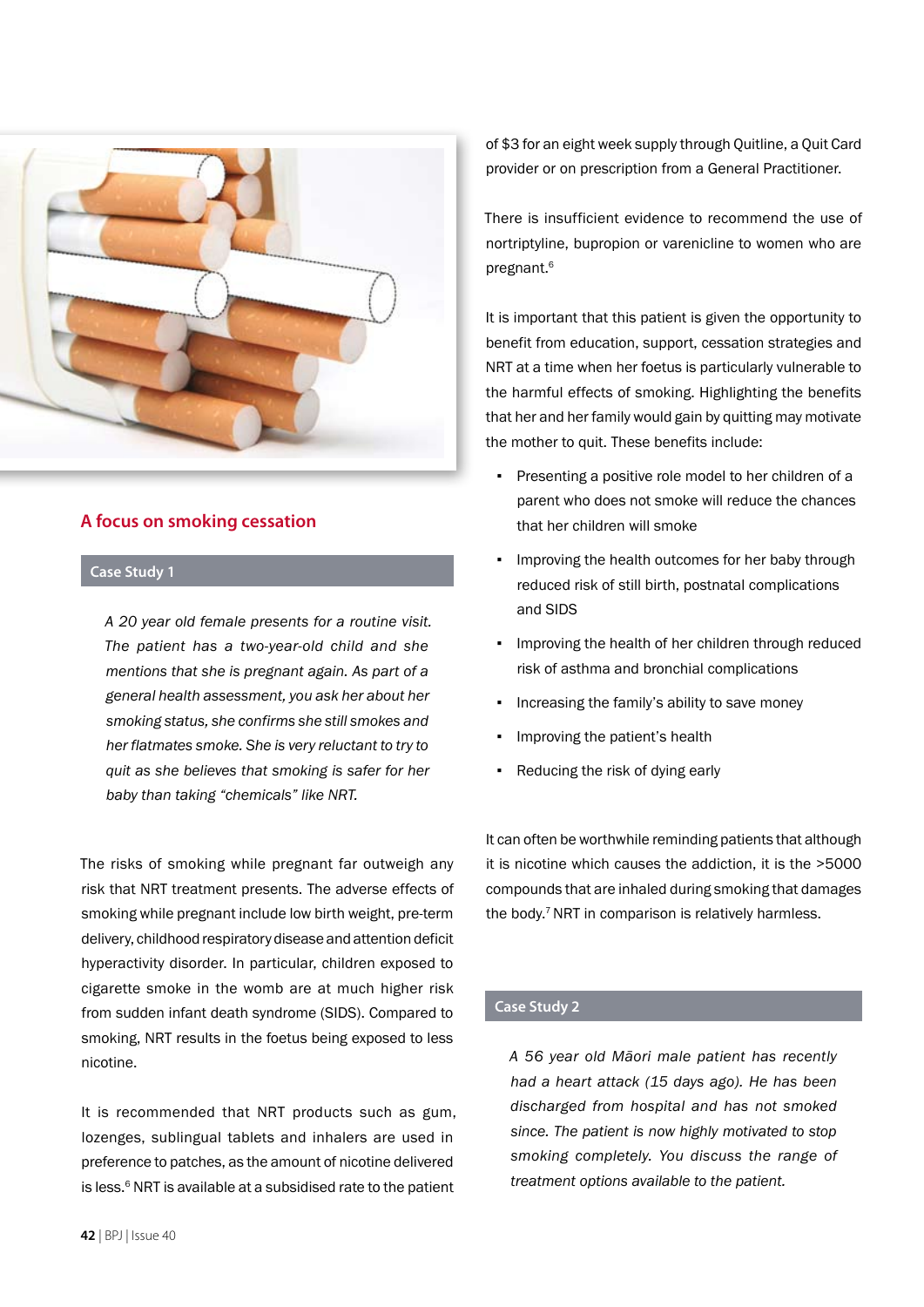## A focus on smoking cessation

### Case Study 1

*A 20 year old female presents for a routine visit. The patient has a two-year-old child and she mentions that she is pregnant again. As part of a general health assessment, you ask her about her smoking status, she confirms she still smokes and her flatmates smoke. She is very reluctant to try to quit as she believes that smoking is safer for her baby than taking "chemicals" like NRT.*

The risks of smoking while pregnant far outweigh any risk that NRT treatment presents. The adverse effects of smoking while pregnant include low birth weight, pre-term delivery, childhood respiratory disease and attention deficit hyperactivity disorder. In particular, children exposed to cigarette smoke in the womb are at much higher risk from sudden infant death syndrome (SIDS). Compared to smoking, NRT results in the foetus being exposed to less nicotine.

It is recommended that NRT products such as gum, lozenges, sublingual tablets and inhalers are used in preference to patches, as the amount of nicotine delivered is less.[6] NRT is available at a subsidised rate to the patient of $3 for an eight week supply through Quitline, a Quit Card provider or on prescription from a General Practitioner.

There is insufficient evidence to recommend the use of nortriptyline, bupropion or varenicline to women who are pregnant.[6]

It is important that this patient is given the opportunity to benefit from education, support, cessation strategies and NRT at a time when her foetus is particularly vulnerable to the harmful effects of smoking. Highlighting the benefits that her and her family would gain by quitting may motivate the mother to quit. These benefits include:

- Presenting a positive role model to her children of a parent who does not smoke will reduce the chances that her children will smoke
- Improving the health outcomes for her baby through reduced risk of still birth, postnatal complications and SIDS
- Improving the health of her children through reduced risk of asthma and bronchial complications
- Increasing the family's ability to save money
- Improving the patient's health
- Reducing the risk of dying early

It can often be worthwhile reminding patients that although it is nicotine which causes the addiction, it is the >5000 compounds that are inhaled during smoking that damages the body.[7] NRT in comparison is relatively harmless.

### Case Study 2

*A 56 year old Māori male patient has recently had a heart attack (15 days ago). He has been discharged from hospital and has not smoked since. The patient is now highly motivated to stop smoking completely. You discuss the range of treatment options available to the patient.*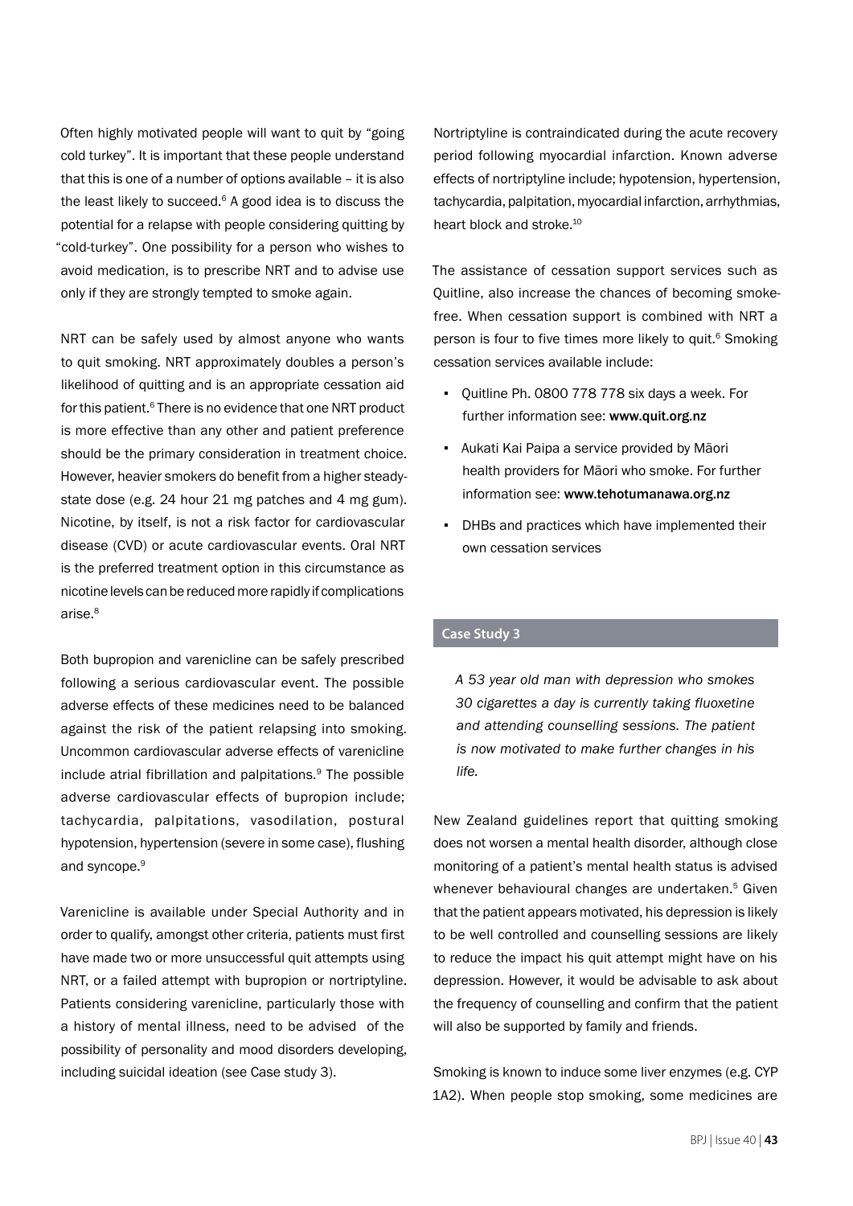Often highly motivated people will want to quit by "going cold turkey". It is important that these people understand that this is one of a number of options available – it is also the least likely to succeed.[6] A good idea is to discuss the potential for a relapse with people considering quitting by "cold-turkey". One possibility for a person who wishes to avoid medication, is to prescribe NRT and to advise use only if they are strongly tempted to smoke again.

NRT can be safely used by almost anyone who wants to quit smoking. NRT approximately doubles a person's likelihood of quitting and is an appropriate cessation aid for this patient.[6] There is no evidence that one NRT product is more effective than any other and patient preference should be the primary consideration in treatment choice. However, heavier smokers do benefit from a higher steady-state dose (e.g. 24 hour 21 mg patches and 4 mg gum). Nicotine, by itself, is not a risk factor for cardiovascular disease (CVD) or acute cardiovascular events. Oral NRT is the preferred treatment option in this circumstance as nicotine levels can be reduced more rapidly if complications arise.[8]

Both bupropion and varenicline can be safely prescribed following a serious cardiovascular event. The possible adverse effects of these medicines need to be balanced against the risk of the patient relapsing into smoking. Uncommon cardiovascular adverse effects of varenicline include atrial fibrillation and palpitations.[9] The possible adverse cardiovascular effects of bupropion include; tachycardia, palpitations, vasodilation, postural hypotension, hypertension (severe in some case), flushing and syncope.[9]

Varenicline is available under Special Authority and in order to qualify, amongst other criteria, patients must first have made two or more unsuccessful quit attempts using NRT, or a failed attempt with bupropion or nortriptyline. Patients considering varenicline, particularly those with a history of mental illness, need to be advised of the possibility of personality and mood disorders developing, including suicidal ideation (see Case study 3).

Nortriptyline is contraindicated during the acute recovery period following myocardial infarction. Known adverse effects of nortriptyline include; hypotension, hypertension, tachycardia, palpitation, myocardial infarction, arrhythmias, heart block and stroke.[10]

The assistance of cessation support services such as Quitline, also increase the chances of becoming smoke-free. When cessation support is combined with NRT a person is four to five times more likely to quit.[6] Smoking cessation services available include:

- Quitline Ph. 0800 778 778 six days a week. For further information see: **www.quit.org.nz**
- Aukati Kai Paipa a service provided by Māori health providers for Māori who smoke. For further information see: **www.tehotumanawa.org.nz**
- DHBs and practices which have implemented their own cessation services

### Case Study 3

*A 53 year old man with depression who smokes 30 cigarettes a day is currently taking fluoxetine and attending counselling sessions. The patient is now motivated to make further changes in his life.*

New Zealand guidelines report that quitting smoking does not worsen a mental health disorder, although close monitoring of a patient's mental health status is advised whenever behavioural changes are undertaken.[5] Given that the patient appears motivated, his depression is likely to be well controlled and counselling sessions are likely to reduce the impact his quit attempt might have on his depression. However, it would be advisable to ask about the frequency of counselling and confirm that the patient will also be supported by family and friends.

Smoking is known to induce some liver enzymes (e.g. CYP 1A2). When people stop smoking, some medicines are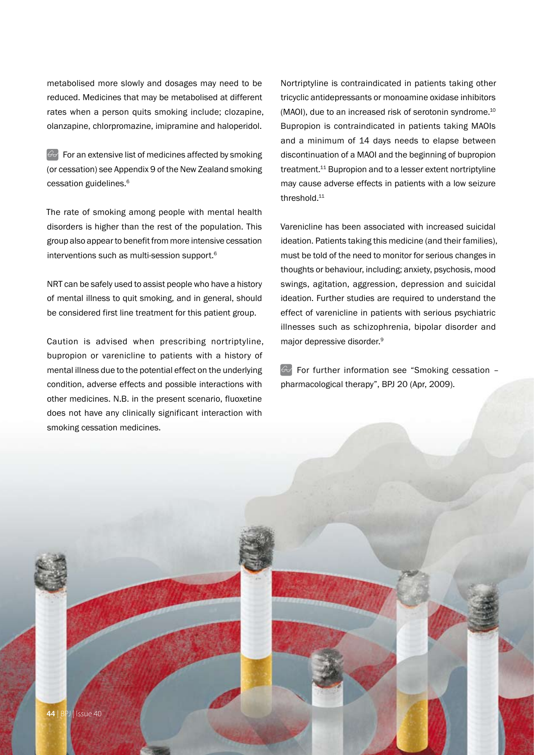metabolised more slowly and dosages may need to be reduced. Medicines that may be metabolised at different rates when a person quits smoking include; clozapine, olanzapine, chlorpromazine, imipramine and haloperidol.

For an extensive list of medicines affected by smoking (or cessation) see Appendix 9 of the New Zealand smoking cessation guidelines.[6]

The rate of smoking among people with mental health disorders is higher than the rest of the population. This group also appear to benefit from more intensive cessation interventions such as multi-session support.[6]

NRT can be safely used to assist people who have a history of mental illness to quit smoking, and in general, should be considered first line treatment for this patient group.

Caution is advised when prescribing nortriptyline, bupropion or varenicline to patients with a history of mental illness due to the potential effect on the underlying condition, adverse effects and possible interactions with other medicines. N.B. in the present scenario, fluoxetine does not have any clinically significant interaction with smoking cessation medicines.

Nortriptyline is contraindicated in patients taking other tricyclic antidepressants or monoamine oxidase inhibitors (MAOI), due to an increased risk of serotonin syndrome.[10] Bupropion is contraindicated in patients taking MAOIs and a minimum of 14 days needs to elapse between discontinuation of a MAOI and the beginning of bupropion treatment.[11] Bupropion and to a lesser extent nortriptyline may cause adverse effects in patients with a low seizure threshold.[11]

Varenicline has been associated with increased suicidal ideation. Patients taking this medicine (and their families), must be told of the need to monitor for serious changes in thoughts or behaviour, including; anxiety, psychosis, mood swings, agitation, aggression, depression and suicidal ideation. Further studies are required to understand the effect of varenicline in patients with serious psychiatric illnesses such as schizophrenia, bipolar disorder and major depressive disorder.[9]

For further information see "Smoking cessation – pharmacological therapy", BPJ 20 (Apr, 2009).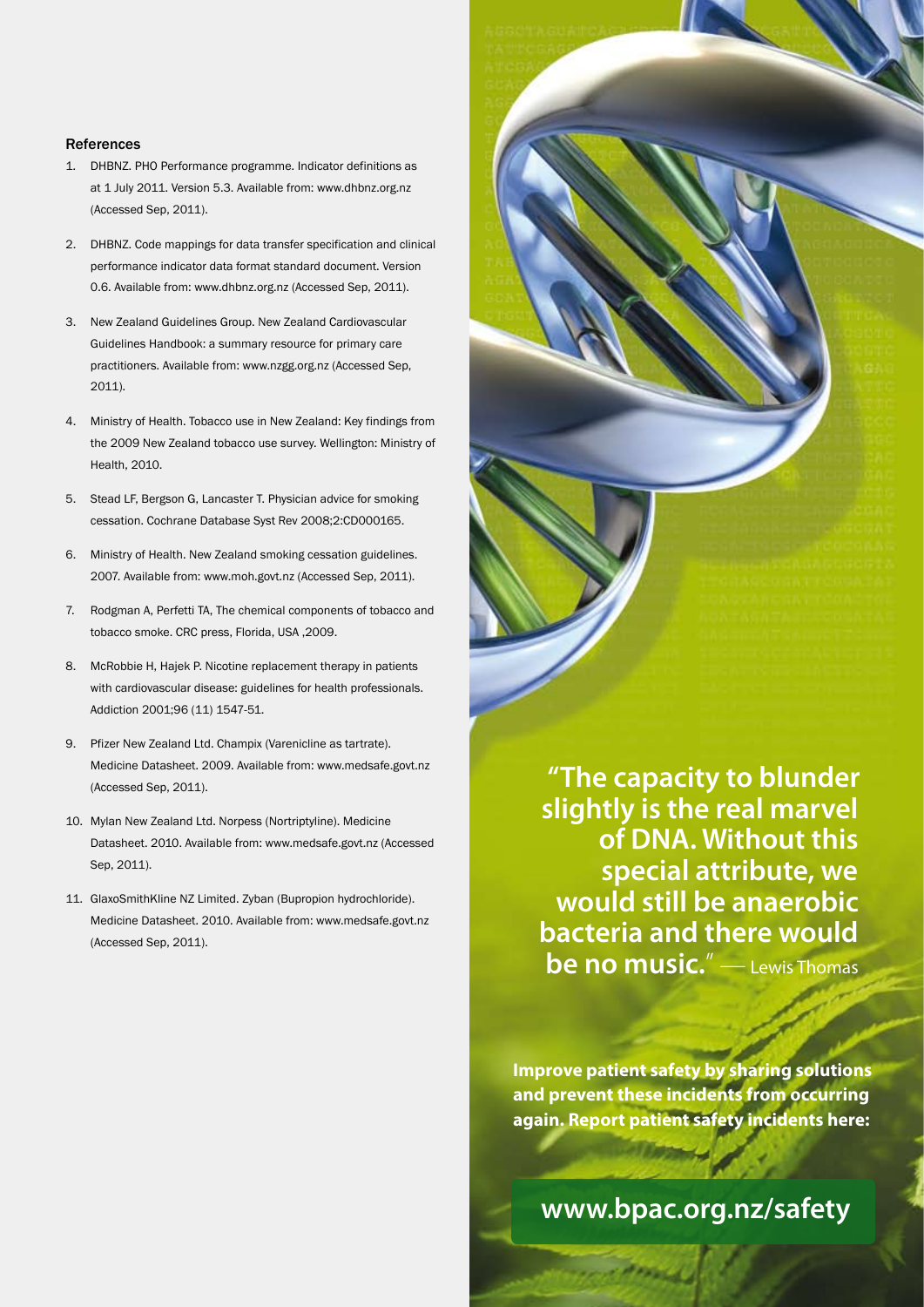### References

1. DHBNZ. PHO Performance programme. Indicator definitions as at 1 July 2011. Version 5.3. Available from: www.dhbnz.org.nz (Accessed Sep, 2011).
2. DHBNZ. Code mappings for data transfer specification and clinical performance indicator data format standard document. Version 0.6. Available from: www.dhbnz.org.nz (Accessed Sep, 2011).
3. New Zealand Guidelines Group. New Zealand Cardiovascular Guidelines Handbook: a summary resource for primary care practitioners. Available from: www.nzgg.org.nz (Accessed Sep, 2011).
4. Ministry of Health. Tobacco use in New Zealand: Key findings from the 2009 New Zealand tobacco use survey. Wellington: Ministry of Health, 2010.
5. Stead LF, Bergson G, Lancaster T. Physician advice for smoking cessation. Cochrane Database Syst Rev 2008;2:CD000165.
6. Ministry of Health. New Zealand smoking cessation guidelines. 2007. Available from: www.moh.govt.nz (Accessed Sep, 2011).
7. Rodgman A, Perfetti TA, The chemical components of tobacco and tobacco smoke. CRC press, Florida, USA ,2009.
8. McRobbie H, Hajek P. Nicotine replacement therapy in patients with cardiovascular disease: guidelines for health professionals. Addiction 2001;96 (11) 1547-51.
9. Pfizer New Zealand Ltd. Champix (Varenicline as tartrate). Medicine Datasheet. 2009. Available from: www.medsafe.govt.nz (Accessed Sep, 2011).
10. Mylan New Zealand Ltd. Norpess (Nortriptyline). Medicine Datasheet. 2010. Available from: www.medsafe.govt.nz (Accessed Sep, 2011).
11. GlaxoSmithKline NZ Limited. Zyban (Bupropion hydrochloride). Medicine Datasheet. 2010. Available from: www.medsafe.govt.nz (Accessed Sep, 2011).

**"The capacity to blunder slightly is the real marvel of DNA. Without this special attribute, we would still be anaerobic bacteria and there would be no music."** — Lewis Thomas

**Improve patient safety by sharing solutions and prevent these incidents from occurring again. Report patient safety incidents here:**

**www.bpac.org.nz/safety**